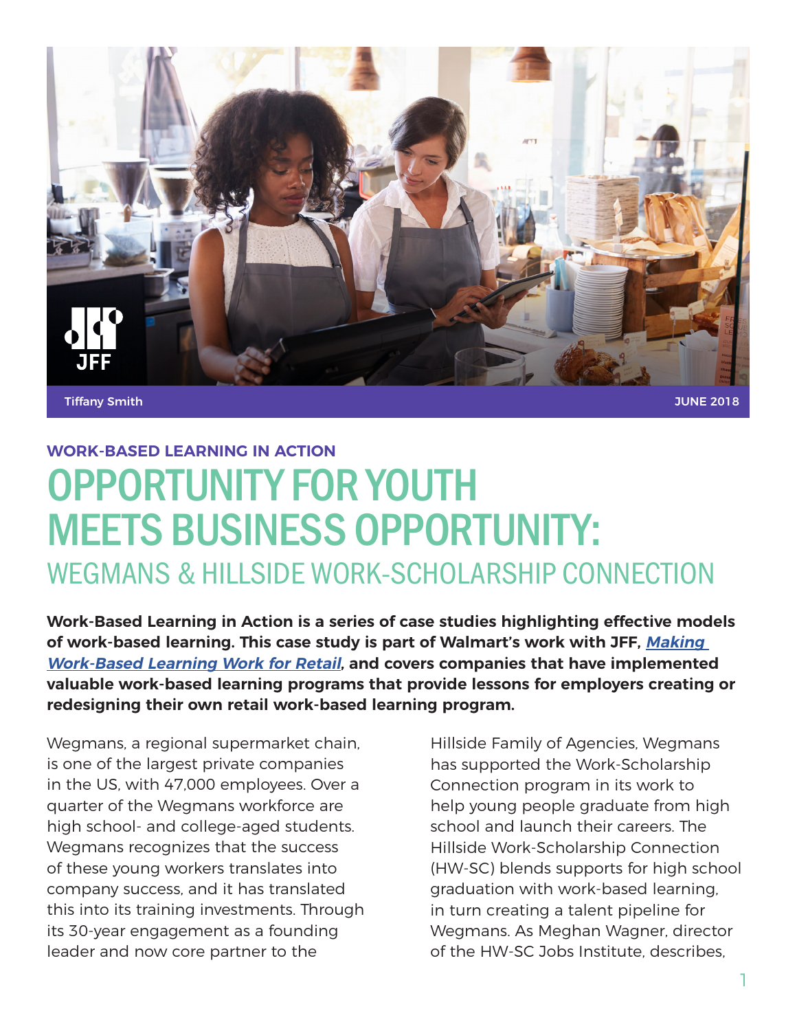Tiffany Smith

JUNE 2018

**WORK-BASED LEARNING IN ACTION**

# OPPORTUNITY FOR YOUTH MEETS BUSINESS OPPORTUNITY:

## WEGMANS & HILLSIDE WORK-SCHOLARSHIP CONNECTION

**Work-Based Learning in Action is a series of case studies highlighting effective models of work-based learning. This case study is part of Walmart's work with JFF, *Making Work-Based Learning Work for Retail*, and covers companies that have implemented valuable work-based learning programs that provide lessons for employers creating or redesigning their own retail work-based learning program.**

Wegmans, a regional supermarket chain, is one of the largest private companies in the US, with 47,000 employees. Over a quarter of the Wegmans workforce are high school- and college-aged students. Wegmans recognizes that the success of these young workers translates into company success, and it has translated this into its training investments. Through its 30-year engagement as a founding leader and now core partner to the Hillside Family of Agencies, Wegmans has supported the Work-Scholarship Connection program in its work to help young people graduate from high school and launch their careers. The Hillside Work-Scholarship Connection (HW-SC) blends supports for high school graduation with work-based learning, in turn creating a talent pipeline for Wegmans. As Meghan Wagner, director of the HW-SC Jobs Institute, describes,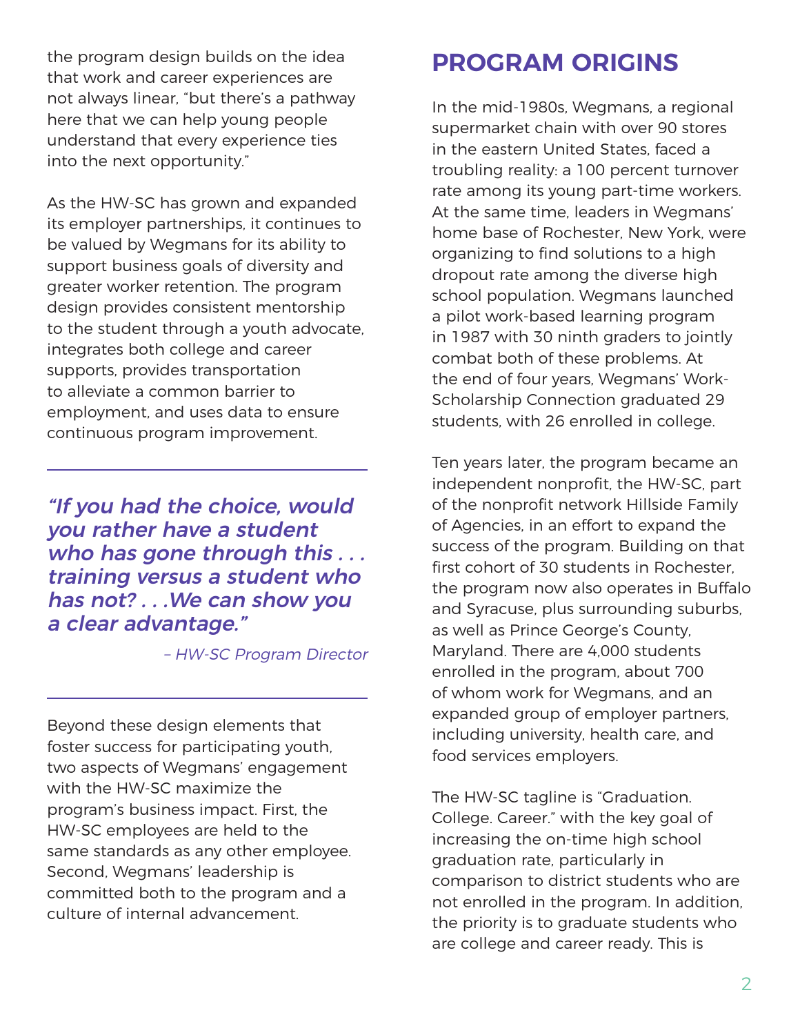the program design builds on the idea that work and career experiences are not always linear, "but there's a pathway here that we can help young people understand that every experience ties into the next opportunity."

As the HW-SC has grown and expanded its employer partnerships, it continues to be valued by Wegmans for its ability to support business goals of diversity and greater worker retention. The program design provides consistent mentorship to the student through a youth advocate, integrates both college and career supports, provides transportation to alleviate a common barrier to employment, and uses data to ensure continuous program improvement.

---

> ***"If you had the choice, would you rather have a student who has gone through this . . . training versus a student who has not? . . .We can show you a clear advantage."***
>
> *– HW-SC Program Director*

---

Beyond these design elements that foster success for participating youth, two aspects of Wegmans' engagement with the HW-SC maximize the program's business impact. First, the HW-SC employees are held to the same standards as any other employee. Second, Wegmans' leadership is committed both to the program and a culture of internal advancement.

## PROGRAM ORIGINS

In the mid-1980s, Wegmans, a regional supermarket chain with over 90 stores in the eastern United States, faced a troubling reality: a 100 percent turnover rate among its young part-time workers. At the same time, leaders in Wegmans' home base of Rochester, New York, were organizing to find solutions to a high dropout rate among the diverse high school population. Wegmans launched a pilot work-based learning program in 1987 with 30 ninth graders to jointly combat both of these problems. At the end of four years, Wegmans' Work-Scholarship Connection graduated 29 students, with 26 enrolled in college.

Ten years later, the program became an independent nonprofit, the HW-SC, part of the nonprofit network Hillside Family of Agencies, in an effort to expand the success of the program. Building on that first cohort of 30 students in Rochester, the program now also operates in Buffalo and Syracuse, plus surrounding suburbs, as well as Prince George's County, Maryland. There are 4,000 students enrolled in the program, about 700 of whom work for Wegmans, and an expanded group of employer partners, including university, health care, and food services employers.

The HW-SC tagline is "Graduation. College. Career." with the key goal of increasing the on-time high school graduation rate, particularly in comparison to district students who are not enrolled in the program. In addition, the priority is to graduate students who are college and career ready. This is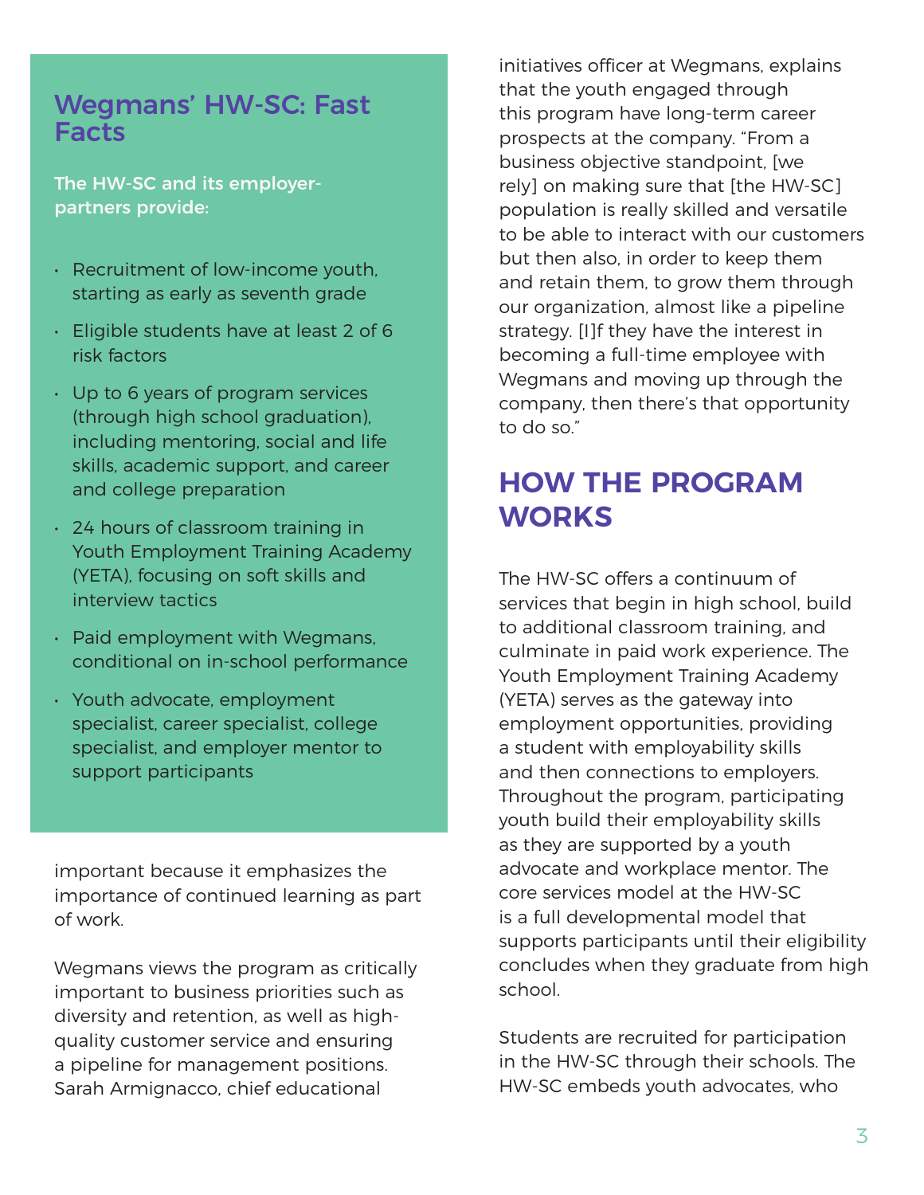## Wegmans' HW-SC: Fast Facts

**The HW-SC and its employer-partners provide:**

- Recruitment of low-income youth, starting as early as seventh grade
- Eligible students have at least 2 of 6 risk factors
- Up to 6 years of program services (through high school graduation), including mentoring, social and life skills, academic support, and career and college preparation
- 24 hours of classroom training in Youth Employment Training Academy (YETA), focusing on soft skills and interview tactics
- Paid employment with Wegmans, conditional on in-school performance
- Youth advocate, employment specialist, career specialist, college specialist, and employer mentor to support participants

important because it emphasizes the importance of continued learning as part of work.

Wegmans views the program as critically important to business priorities such as diversity and retention, as well as high-quality customer service and ensuring a pipeline for management positions. Sarah Armignacco, chief educational initiatives officer at Wegmans, explains that the youth engaged through this program have long-term career prospects at the company. "From a business objective standpoint, [we rely] on making sure that [the HW-SC] population is really skilled and versatile to be able to interact with our customers but then also, in order to keep them and retain them, to grow them through our organization, almost like a pipeline strategy. [I]f they have the interest in becoming a full-time employee with Wegmans and moving up through the company, then there's that opportunity to do so."

## HOW THE PROGRAM WORKS

The HW-SC offers a continuum of services that begin in high school, build to additional classroom training, and culminate in paid work experience. The Youth Employment Training Academy (YETA) serves as the gateway into employment opportunities, providing a student with employability skills and then connections to employers. Throughout the program, participating youth build their employability skills as they are supported by a youth advocate and workplace mentor. The core services model at the HW-SC is a full developmental model that supports participants until their eligibility concludes when they graduate from high school.

Students are recruited for participation in the HW-SC through their schools. The HW-SC embeds youth advocates, who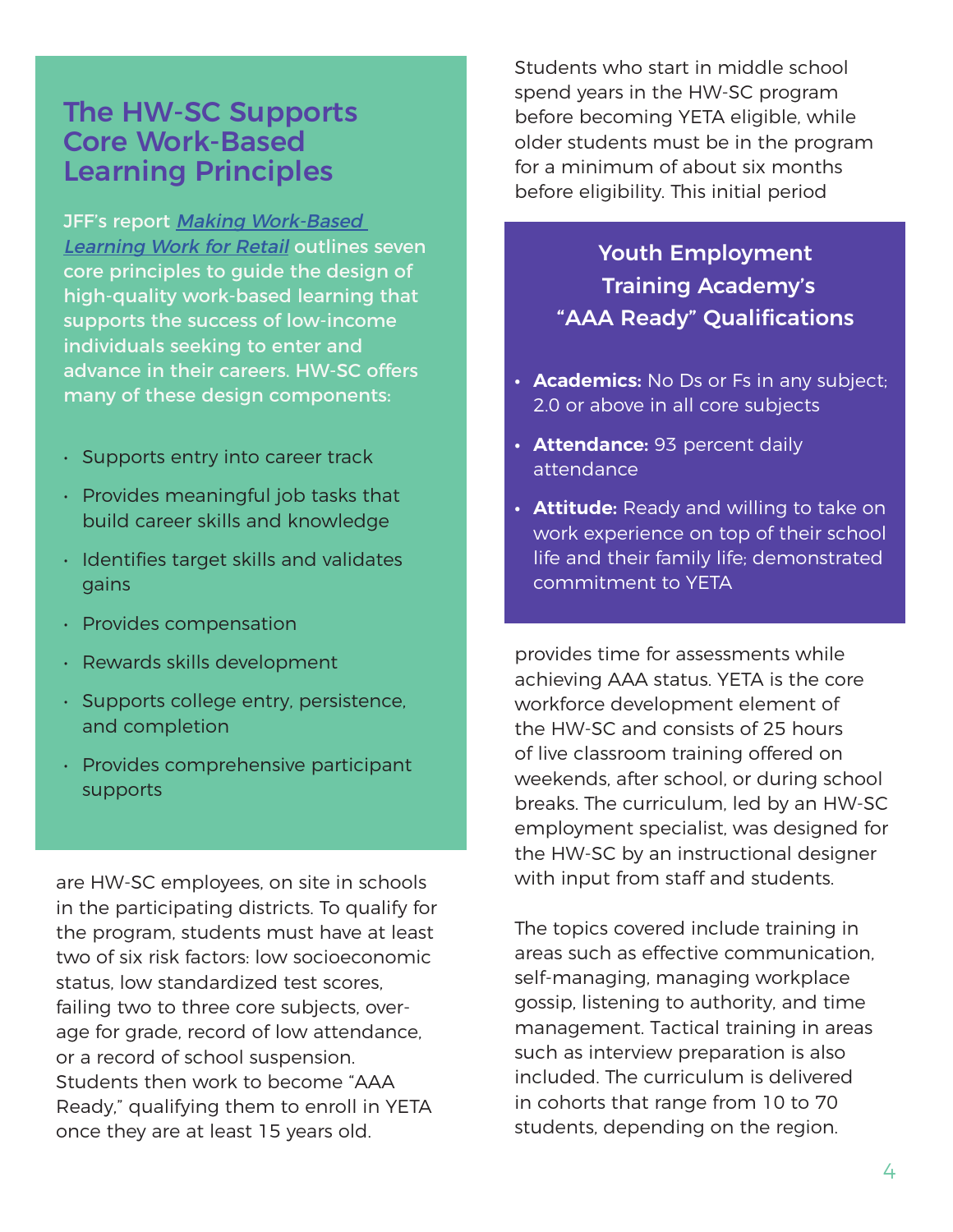## The HW-SC Supports Core Work-Based Learning Principles

JFF's report *Making Work-Based Learning Work for Retail* outlines seven core principles to guide the design of high-quality work-based learning that supports the success of low-income individuals seeking to enter and advance in their careers. HW-SC offers many of these design components:

- Supports entry into career track
- Provides meaningful job tasks that build career skills and knowledge
- Identifies target skills and validates gains
- Provides compensation
- Rewards skills development
- Supports college entry, persistence, and completion
- Provides comprehensive participant supports

are HW-SC employees, on site in schools in the participating districts. To qualify for the program, students must have at least two of six risk factors: low socioeconomic status, low standardized test scores, failing two to three core subjects, over-age for grade, record of low attendance, or a record of school suspension. Students then work to become "AAA Ready," qualifying them to enroll in YETA once they are at least 15 years old.

Students who start in middle school spend years in the HW-SC program before becoming YETA eligible, while older students must be in the program for a minimum of about six months before eligibility. This initial period provides time for assessments while achieving AAA status. YETA is the core workforce development element of the HW-SC and consists of 25 hours of live classroom training offered on weekends, after school, or during school breaks. The curriculum, led by an HW-SC employment specialist, was designed for the HW-SC by an instructional designer with input from staff and students.

### Youth Employment Training Academy's "AAA Ready" Qualifications

- **Academics:** No Ds or Fs in any subject; 2.0 or above in all core subjects
- **Attendance:** 93 percent daily attendance
- **Attitude:** Ready and willing to take on work experience on top of their school life and their family life; demonstrated commitment to YETA

The topics covered include training in areas such as effective communication, self-managing, managing workplace gossip, listening to authority, and time management. Tactical training in areas such as interview preparation is also included. The curriculum is delivered in cohorts that range from 10 to 70 students, depending on the region.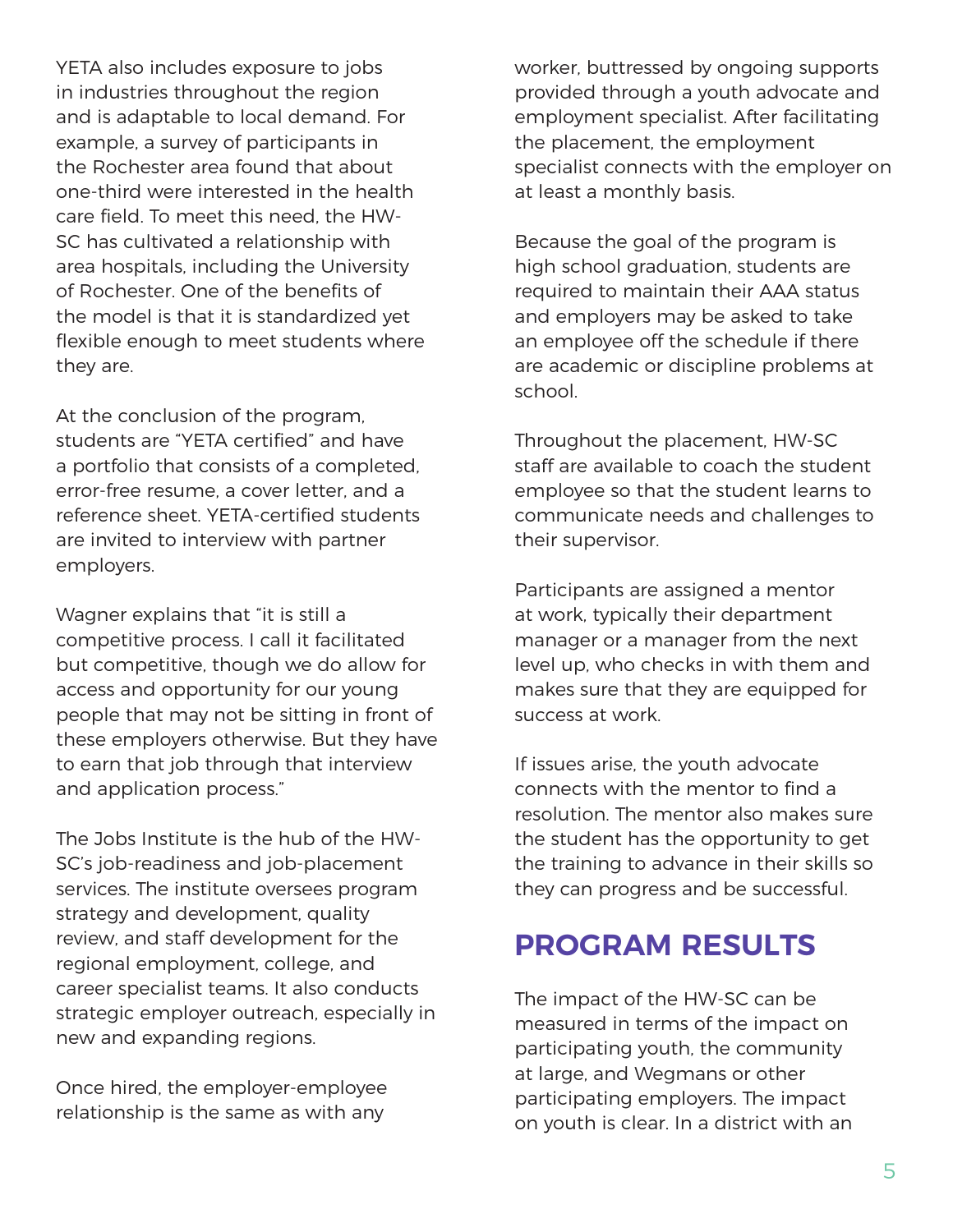YETA also includes exposure to jobs in industries throughout the region and is adaptable to local demand. For example, a survey of participants in the Rochester area found that about one-third were interested in the health care field. To meet this need, the HW-SC has cultivated a relationship with area hospitals, including the University of Rochester. One of the benefits of the model is that it is standardized yet flexible enough to meet students where they are.

At the conclusion of the program, students are "YETA certified" and have a portfolio that consists of a completed, error-free resume, a cover letter, and a reference sheet. YETA-certified students are invited to interview with partner employers.

Wagner explains that "it is still a competitive process. I call it facilitated but competitive, though we do allow for access and opportunity for our young people that may not be sitting in front of these employers otherwise. But they have to earn that job through that interview and application process."

The Jobs Institute is the hub of the HW-SC's job-readiness and job-placement services. The institute oversees program strategy and development, quality review, and staff development for the regional employment, college, and career specialist teams. It also conducts strategic employer outreach, especially in new and expanding regions.

Once hired, the employer-employee relationship is the same as with any worker, buttressed by ongoing supports provided through a youth advocate and employment specialist. After facilitating the placement, the employment specialist connects with the employer on at least a monthly basis.

Because the goal of the program is high school graduation, students are required to maintain their AAA status and employers may be asked to take an employee off the schedule if there are academic or discipline problems at school.

Throughout the placement, HW-SC staff are available to coach the student employee so that the student learns to communicate needs and challenges to their supervisor.

Participants are assigned a mentor at work, typically their department manager or a manager from the next level up, who checks in with them and makes sure that they are equipped for success at work.

If issues arise, the youth advocate connects with the mentor to find a resolution. The mentor also makes sure the student has the opportunity to get the training to advance in their skills so they can progress and be successful.

## PROGRAM RESULTS

The impact of the HW-SC can be measured in terms of the impact on participating youth, the community at large, and Wegmans or other participating employers. The impact on youth is clear. In a district with an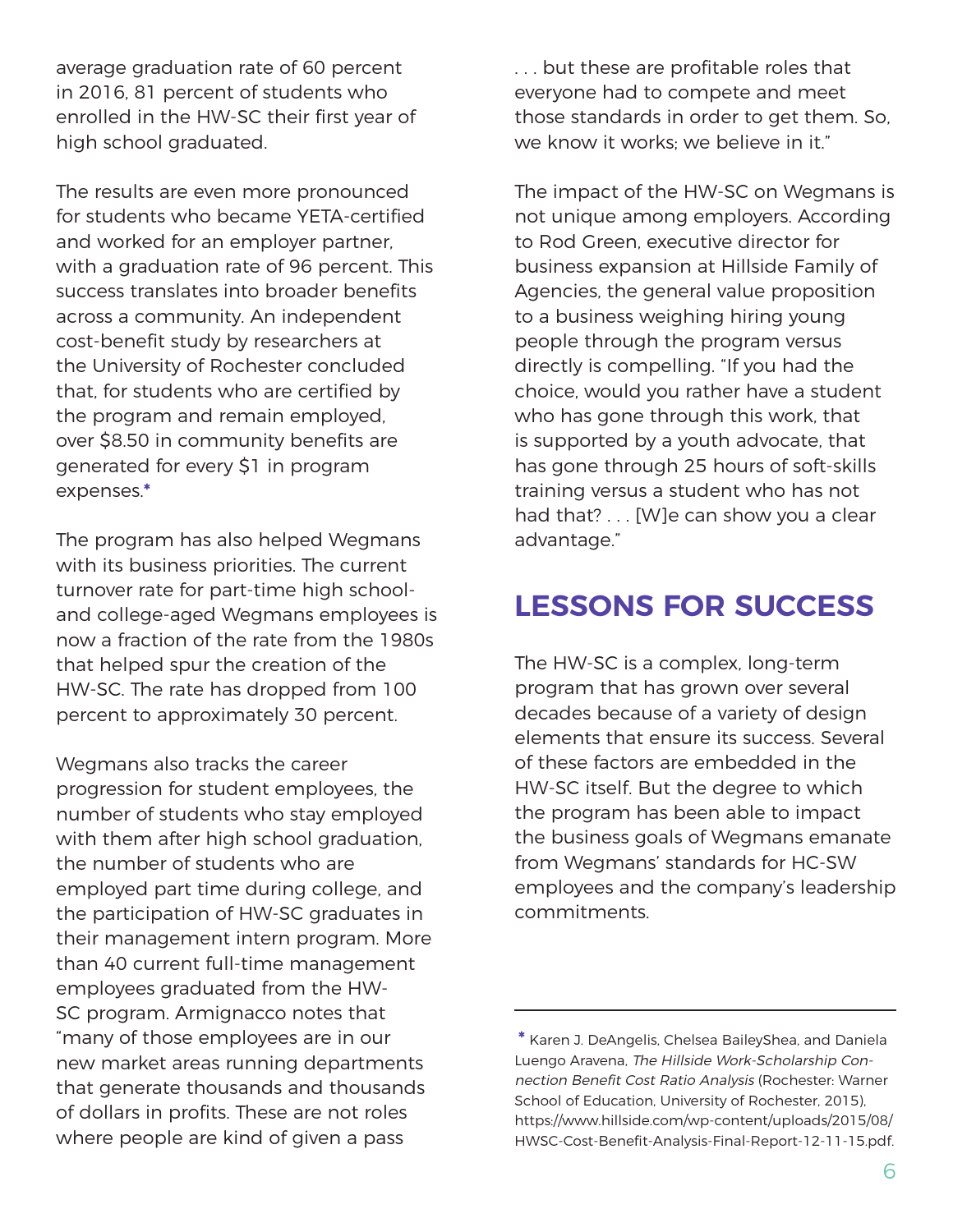average graduation rate of 60 percent in 2016, 81 percent of students who enrolled in the HW-SC their first year of high school graduated.

The results are even more pronounced for students who became YETA-certified and worked for an employer partner, with a graduation rate of 96 percent. This success translates into broader benefits across a community. An independent cost-benefit study by researchers at the University of Rochester concluded that, for students who are certified by the program and remain employed, over $8.50 in community benefits are generated for every $1 in program expenses.*

The program has also helped Wegmans with its business priorities. The current turnover rate for part-time high school- and college-aged Wegmans employees is now a fraction of the rate from the 1980s that helped spur the creation of the HW-SC. The rate has dropped from 100 percent to approximately 30 percent.

Wegmans also tracks the career progression for student employees, the number of students who stay employed with them after high school graduation, the number of students who are employed part time during college, and the participation of HW-SC graduates in their management intern program. More than 40 current full-time management employees graduated from the HW-SC program. Armignacco notes that "many of those employees are in our new market areas running departments that generate thousands and thousands of dollars in profits. These are not roles where people are kind of given a pass . . . but these are profitable roles that everyone had to compete and meet those standards in order to get them. So, we know it works; we believe in it."

The impact of the HW-SC on Wegmans is not unique among employers. According to Rod Green, executive director for business expansion at Hillside Family of Agencies, the general value proposition to a business weighing hiring young people through the program versus directly is compelling. "If you had the choice, would you rather have a student who has gone through this work, that is supported by a youth advocate, that has gone through 25 hours of soft-skills training versus a student who has not had that? . . . [W]e can show you a clear advantage."

## LESSONS FOR SUCCESS

The HW-SC is a complex, long-term program that has grown over several decades because of a variety of design elements that ensure its success. Several of these factors are embedded in the HW-SC itself. But the degree to which the program has been able to impact the business goals of Wegmans emanate from Wegmans' standards for HC-SW employees and the company's leadership commitments.

---

* Karen J. DeAngelis, Chelsea BaileyShea, and Daniela Luengo Aravena, *The Hillside Work-Scholarship Connection Benefit Cost Ratio Analysis* (Rochester: Warner School of Education, University of Rochester, 2015), https://www.hillside.com/wp-content/uploads/2015/08/HWSC-Cost-Benefit-Analysis-Final-Report-12-11-15.pdf.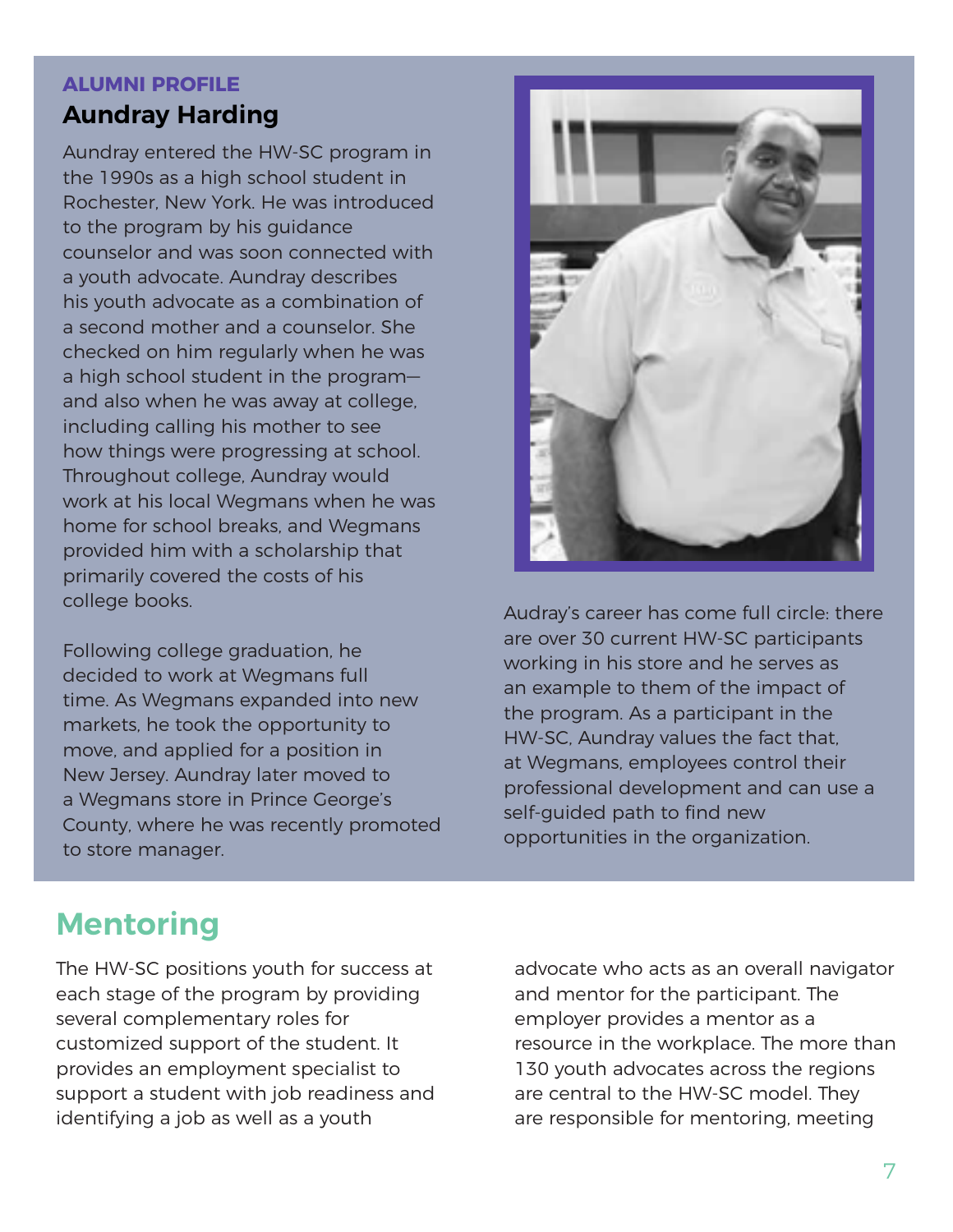**ALUMNI PROFILE**

### Aundray Harding

Aundray entered the HW-SC program in the 1990s as a high school student in Rochester, New York. He was introduced to the program by his guidance counselor and was soon connected with a youth advocate. Aundray describes his youth advocate as a combination of a second mother and a counselor. She checked on him regularly when he was a high school student in the program—and also when he was away at college, including calling his mother to see how things were progressing at school. Throughout college, Aundray would work at his local Wegmans when he was home for school breaks, and Wegmans provided him with a scholarship that primarily covered the costs of his college books.

Following college graduation, he decided to work at Wegmans full time. As Wegmans expanded into new markets, he took the opportunity to move, and applied for a position in New Jersey. Aundray later moved to a Wegmans store in Prince George's County, where he was recently promoted to store manager.

Audray's career has come full circle: there are over 30 current HW-SC participants working in his store and he serves as an example to them of the impact of the program. As a participant in the HW-SC, Aundray values the fact that, at Wegmans, employees control their professional development and can use a self-guided path to find new opportunities in the organization.

## Mentoring

The HW-SC positions youth for success at each stage of the program by providing several complementary roles for customized support of the student. It provides an employment specialist to support a student with job readiness and identifying a job as well as a youth advocate who acts as an overall navigator and mentor for the participant. The employer provides a mentor as a resource in the workplace. The more than 130 youth advocates across the regions are central to the HW-SC model. They are responsible for mentoring, meeting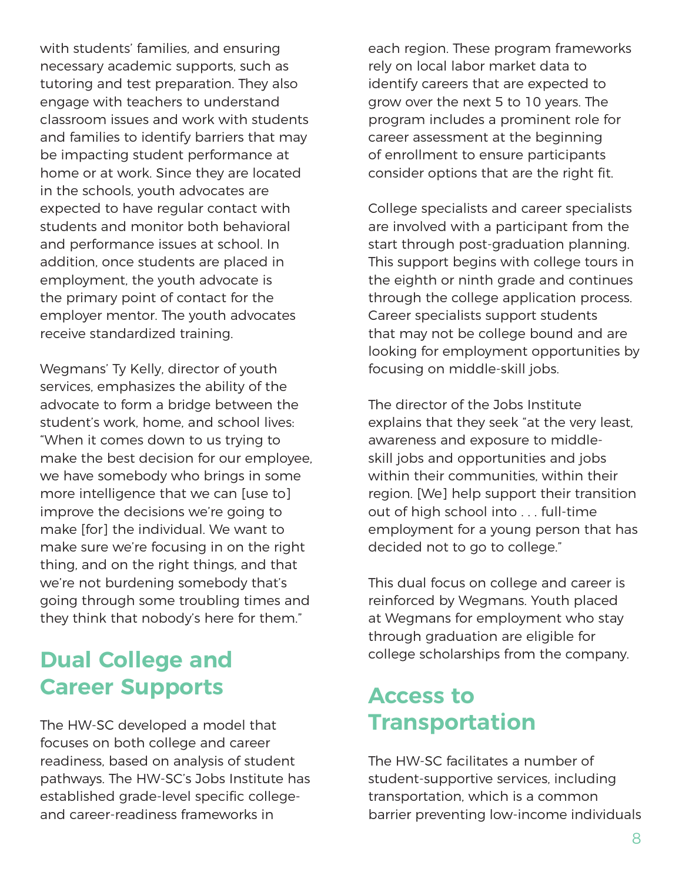with students' families, and ensuring necessary academic supports, such as tutoring and test preparation. They also engage with teachers to understand classroom issues and work with students and families to identify barriers that may be impacting student performance at home or at work. Since they are located in the schools, youth advocates are expected to have regular contact with students and monitor both behavioral and performance issues at school. In addition, once students are placed in employment, the youth advocate is the primary point of contact for the employer mentor. The youth advocates receive standardized training.

Wegmans' Ty Kelly, director of youth services, emphasizes the ability of the advocate to form a bridge between the student's work, home, and school lives: "When it comes down to us trying to make the best decision for our employee, we have somebody who brings in some more intelligence that we can [use to] improve the decisions we're going to make [for] the individual. We want to make sure we're focusing in on the right thing, and on the right things, and that we're not burdening somebody that's going through some troubling times and they think that nobody's here for them."

## Dual College and Career Supports

The HW-SC developed a model that focuses on both college and career readiness, based on analysis of student pathways. The HW-SC's Jobs Institute has established grade-level specific college- and career-readiness frameworks in each region. These program frameworks rely on local labor market data to identify careers that are expected to grow over the next 5 to 10 years. The program includes a prominent role for career assessment at the beginning of enrollment to ensure participants consider options that are the right fit.

College specialists and career specialists are involved with a participant from the start through post-graduation planning. This support begins with college tours in the eighth or ninth grade and continues through the college application process. Career specialists support students that may not be college bound and are looking for employment opportunities by focusing on middle-skill jobs.

The director of the Jobs Institute explains that they seek "at the very least, awareness and exposure to middle-skill jobs and opportunities and jobs within their communities, within their region. [We] help support their transition out of high school into . . . full-time employment for a young person that has decided not to go to college."

This dual focus on college and career is reinforced by Wegmans. Youth placed at Wegmans for employment who stay through graduation are eligible for college scholarships from the company.

## Access to Transportation

The HW-SC facilitates a number of student-supportive services, including transportation, which is a common barrier preventing low-income individuals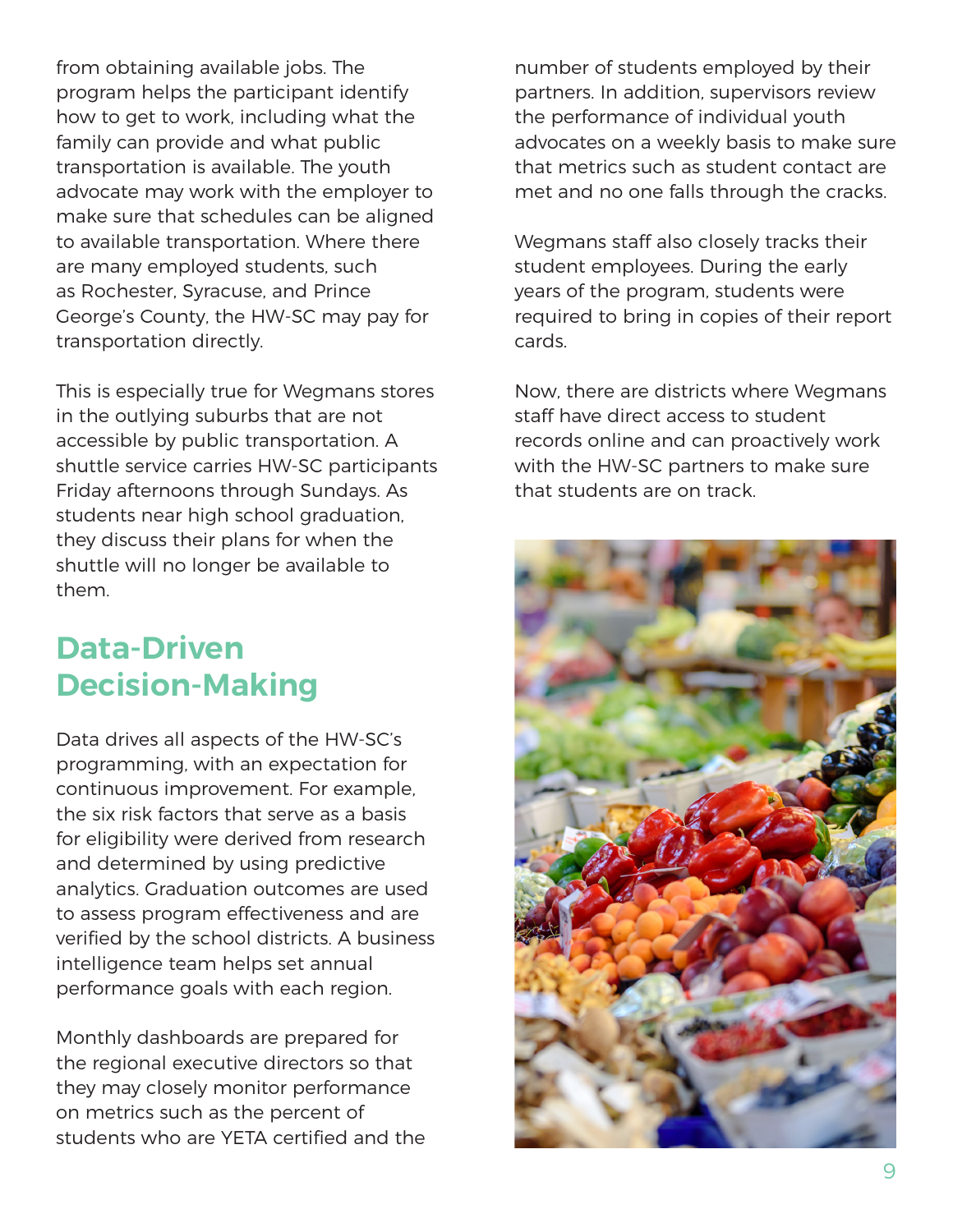from obtaining available jobs. The program helps the participant identify how to get to work, including what the family can provide and what public transportation is available. The youth advocate may work with the employer to make sure that schedules can be aligned to available transportation. Where there are many employed students, such as Rochester, Syracuse, and Prince George's County, the HW-SC may pay for transportation directly.

This is especially true for Wegmans stores in the outlying suburbs that are not accessible by public transportation. A shuttle service carries HW-SC participants Friday afternoons through Sundays. As students near high school graduation, they discuss their plans for when the shuttle will no longer be available to them.

## Data-Driven Decision-Making

Data drives all aspects of the HW-SC's programming, with an expectation for continuous improvement. For example, the six risk factors that serve as a basis for eligibility were derived from research and determined by using predictive analytics. Graduation outcomes are used to assess program effectiveness and are verified by the school districts. A business intelligence team helps set annual performance goals with each region.

Monthly dashboards are prepared for the regional executive directors so that they may closely monitor performance on metrics such as the percent of students who are YETA certified and the number of students employed by their partners. In addition, supervisors review the performance of individual youth advocates on a weekly basis to make sure that metrics such as student contact are met and no one falls through the cracks.

Wegmans staff also closely tracks their student employees. During the early years of the program, students were required to bring in copies of their report cards.

Now, there are districts where Wegmans staff have direct access to student records online and can proactively work with the HW-SC partners to make sure that students are on track.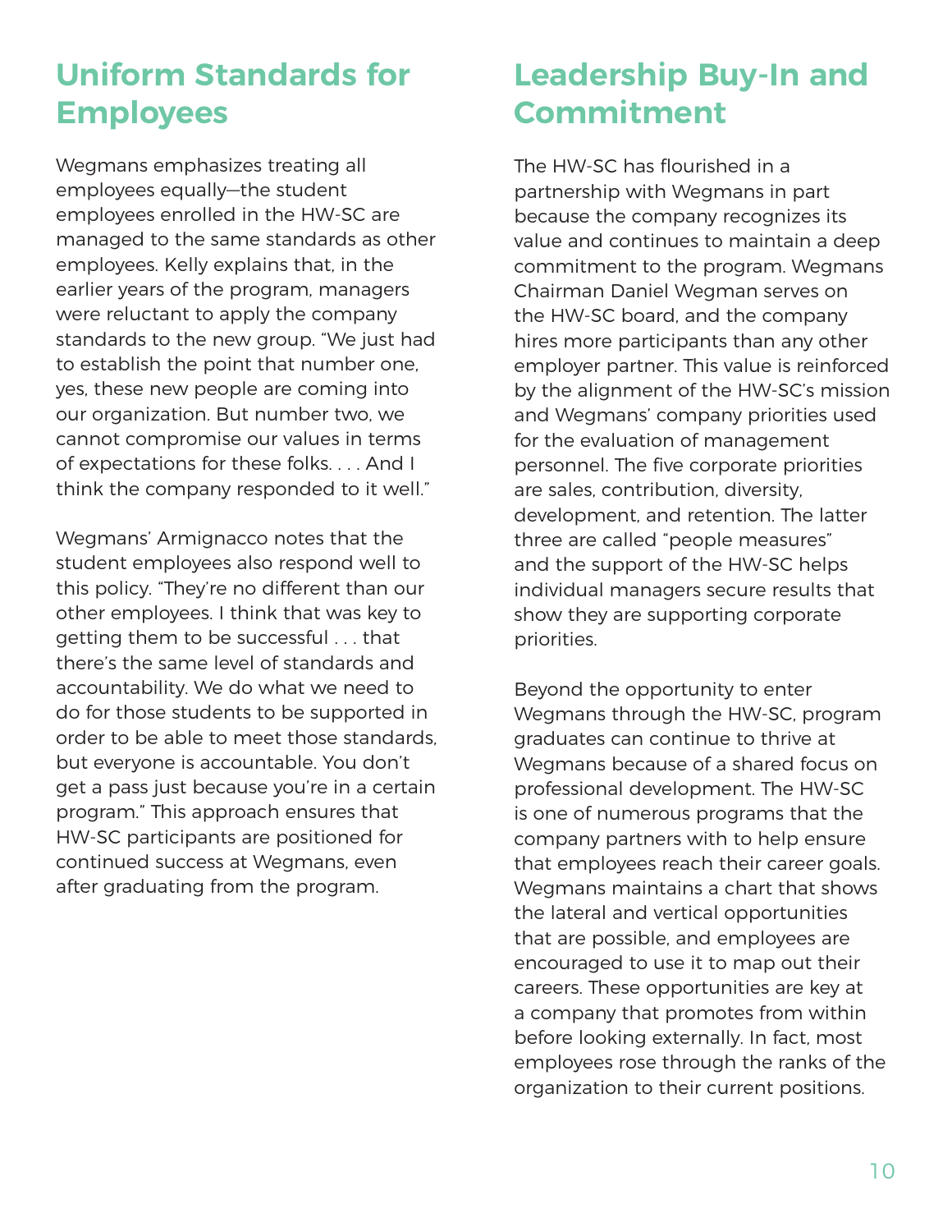## Uniform Standards for Employees

Wegmans emphasizes treating all employees equally—the student employees enrolled in the HW-SC are managed to the same standards as other employees. Kelly explains that, in the earlier years of the program, managers were reluctant to apply the company standards to the new group. "We just had to establish the point that number one, yes, these new people are coming into our organization. But number two, we cannot compromise our values in terms of expectations for these folks. . . . And I think the company responded to it well."

Wegmans' Armignacco notes that the student employees also respond well to this policy. "They're no different than our other employees. I think that was key to getting them to be successful . . . that there's the same level of standards and accountability. We do what we need to do for those students to be supported in order to be able to meet those standards, but everyone is accountable. You don't get a pass just because you're in a certain program." This approach ensures that HW-SC participants are positioned for continued success at Wegmans, even after graduating from the program.

## Leadership Buy-In and Commitment

The HW-SC has flourished in a partnership with Wegmans in part because the company recognizes its value and continues to maintain a deep commitment to the program. Wegmans Chairman Daniel Wegman serves on the HW-SC board, and the company hires more participants than any other employer partner. This value is reinforced by the alignment of the HW-SC's mission and Wegmans' company priorities used for the evaluation of management personnel. The five corporate priorities are sales, contribution, diversity, development, and retention. The latter three are called "people measures" and the support of the HW-SC helps individual managers secure results that show they are supporting corporate priorities.

Beyond the opportunity to enter Wegmans through the HW-SC, program graduates can continue to thrive at Wegmans because of a shared focus on professional development. The HW-SC is one of numerous programs that the company partners with to help ensure that employees reach their career goals. Wegmans maintains a chart that shows the lateral and vertical opportunities that are possible, and employees are encouraged to use it to map out their careers. These opportunities are key at a company that promotes from within before looking externally. In fact, most employees rose through the ranks of the organization to their current positions.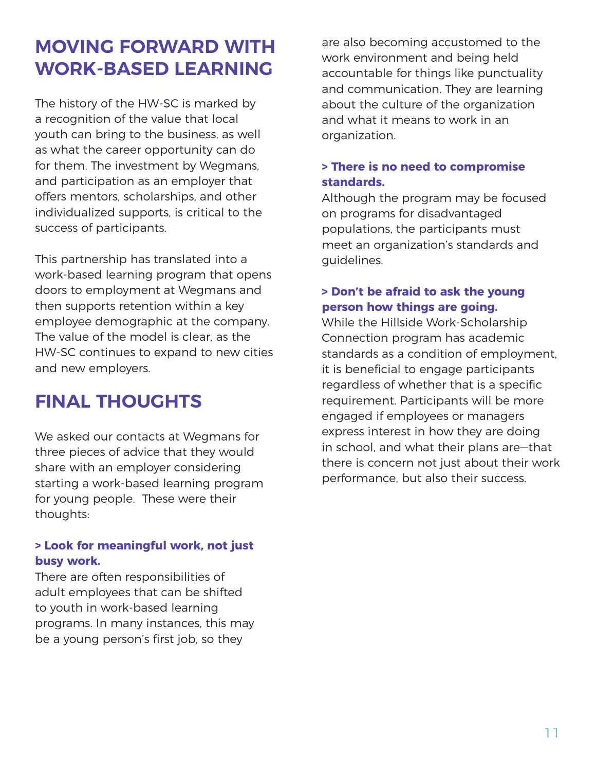## MOVING FORWARD WITH WORK-BASED LEARNING

The history of the HW-SC is marked by a recognition of the value that local youth can bring to the business, as well as what the career opportunity can do for them. The investment by Wegmans, and participation as an employer that offers mentors, scholarships, and other individualized supports, is critical to the success of participants.

This partnership has translated into a work-based learning program that opens doors to employment at Wegmans and then supports retention within a key employee demographic at the company. The value of the model is clear, as the HW-SC continues to expand to new cities and new employers.

## FINAL THOUGHTS

We asked our contacts at Wegmans for three pieces of advice that they would share with an employer considering starting a work-based learning program for young people. These were their thoughts:

**> Look for meaningful work, not just busy work.**
There are often responsibilities of adult employees that can be shifted to youth in work-based learning programs. In many instances, this may be a young person's first job, so they are also becoming accustomed to the work environment and being held accountable for things like punctuality and communication. They are learning about the culture of the organization and what it means to work in an organization.

**> There is no need to compromise standards.**
Although the program may be focused on programs for disadvantaged populations, the participants must meet an organization's standards and guidelines.

**> Don't be afraid to ask the young person how things are going.**
While the Hillside Work-Scholarship Connection program has academic standards as a condition of employment, it is beneficial to engage participants regardless of whether that is a specific requirement. Participants will be more engaged if employees or managers express interest in how they are doing in school, and what their plans are—that there is concern not just about their work performance, but also their success.